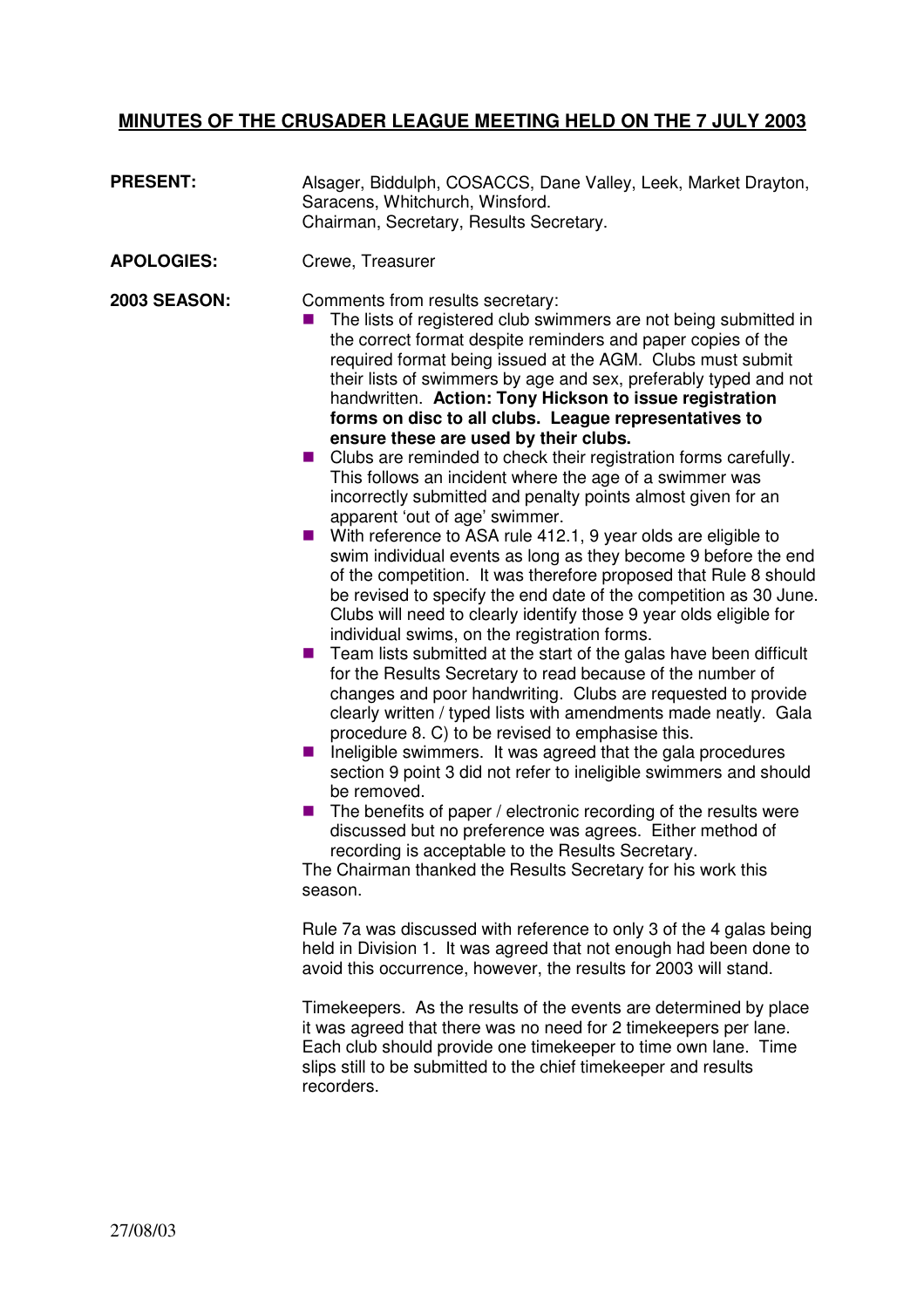# MINUTES OF THE CRUSADER LEAGUE MEETING HELD ON THE 7 JULY 2003

**PRESENT:** Alsager, Biddulph, COSACCS, Dane Valley, Leek, Market Drayton, Saracens, Whitchurch, Winsford.
Chairman, Secretary, Results Secretary.

**APOLOGIES:** Crewe, Treasurer

**2003 SEASON:** Comments from results secretary:

- The lists of registered club swimmers are not being submitted in the correct format despite reminders and paper copies of the required format being issued at the AGM. Clubs must submit their lists of swimmers by age and sex, preferably typed and not handwritten. **Action: Tony Hickson to issue registration forms on disc to all clubs. League representatives to ensure these are used by their clubs.**
- Clubs are reminded to check their registration forms carefully. This follows an incident where the age of a swimmer was incorrectly submitted and penalty points almost given for an apparent 'out of age' swimmer.
- With reference to ASA rule 412.1, 9 year olds are eligible to swim individual events as long as they become 9 before the end of the competition. It was therefore proposed that Rule 8 should be revised to specify the end date of the competition as 30 June. Clubs will need to clearly identify those 9 year olds eligible for individual swims, on the registration forms.
- Team lists submitted at the start of the galas have been difficult for the Results Secretary to read because of the number of changes and poor handwriting. Clubs are requested to provide clearly written / typed lists with amendments made neatly. Gala procedure 8. C) to be revised to emphasise this.
- Ineligible swimmers. It was agreed that the gala procedures section 9 point 3 did not refer to ineligible swimmers and should be removed.
- The benefits of paper / electronic recording of the results were discussed but no preference was agrees. Either method of recording is acceptable to the Results Secretary.

The Chairman thanked the Results Secretary for his work this season.

Rule 7a was discussed with reference to only 3 of the 4 galas being held in Division 1. It was agreed that not enough had been done to avoid this occurrence, however, the results for 2003 will stand.

Timekeepers. As the results of the events are determined by place it was agreed that there was no need for 2 timekeepers per lane. Each club should provide one timekeeper to time own lane. Time slips still to be submitted to the chief timekeeper and results recorders.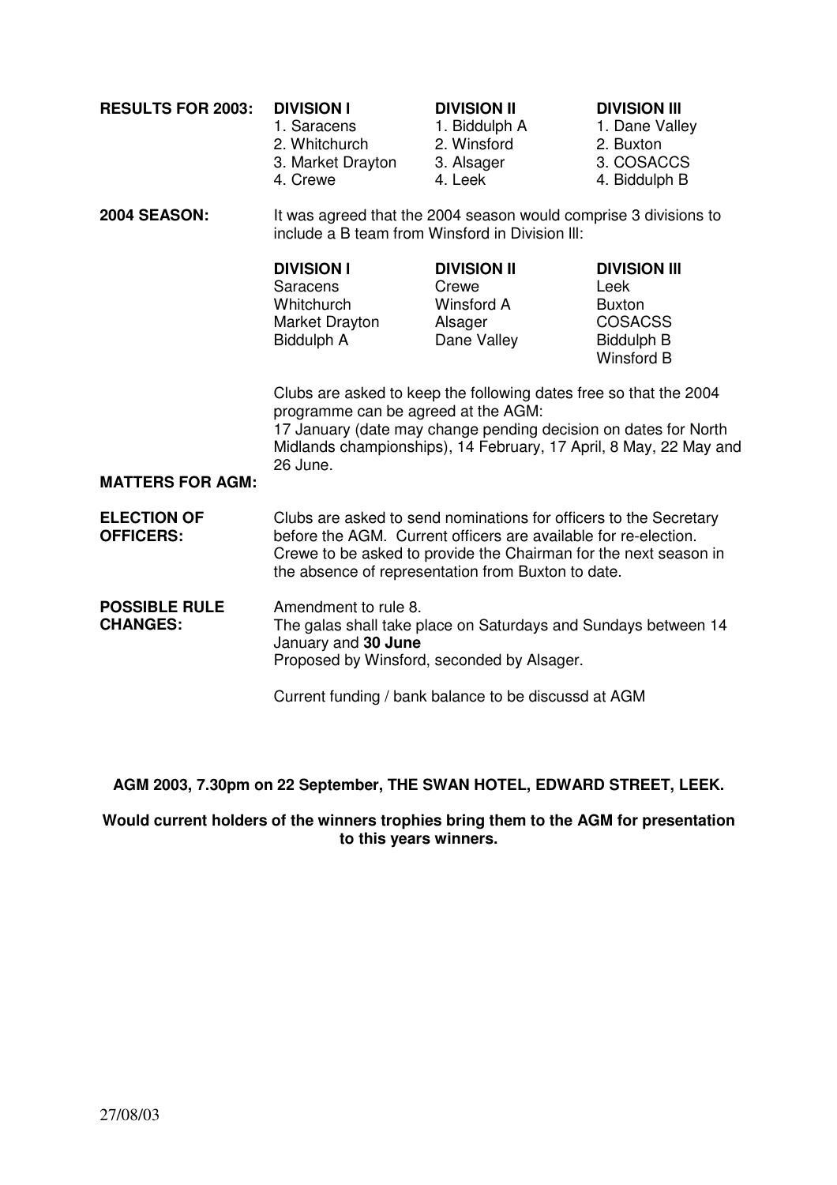**RESULTS FOR 2003:**

| DIVISION I | DIVISION II | DIVISION III |
|---|---|---|
| 1. Saracens | 1. Biddulph A | 1. Dane Valley |
| 2. Whitchurch | 2. Winsford | 2. Buxton |
| 3. Market Drayton | 3. Alsager | 3. COSACCS |
| 4. Crewe | 4. Leek | 4. Biddulph B |

**2004 SEASON:** It was agreed that the 2004 season would comprise 3 divisions to include a B team from Winsford in Division lll:

| DIVISION I | DIVISION II | DIVISION III |
|---|---|---|
| Saracens | Crewe | Leek |
| Whitchurch | Winsford A | Buxton |
| Market Drayton | Alsager | COSACSS |
| Biddulph A | Dane Valley | Biddulph B |
| | | Winsford B |

Clubs are asked to keep the following dates free so that the 2004 programme can be agreed at the AGM:
17 January (date may change pending decision on dates for North Midlands championships), 14 February, 17 April, 8 May, 22 May and 26 June.

**MATTERS FOR AGM:**

**ELECTION OF OFFICERS:** Clubs are asked to send nominations for officers to the Secretary before the AGM. Current officers are available for re-election. Crewe to be asked to provide the Chairman for the next season in the absence of representation from Buxton to date.

**POSSIBLE RULE CHANGES:** Amendment to rule 8.
The galas shall take place on Saturdays and Sundays between 14 January and **30 June**
Proposed by Winsford, seconded by Alsager.

Current funding / bank balance to be discussd at AGM

**AGM 2003, 7.30pm on 22 September, THE SWAN HOTEL, EDWARD STREET, LEEK.**

**Would current holders of the winners trophies bring them to the AGM for presentation to this years winners.**

27/08/03